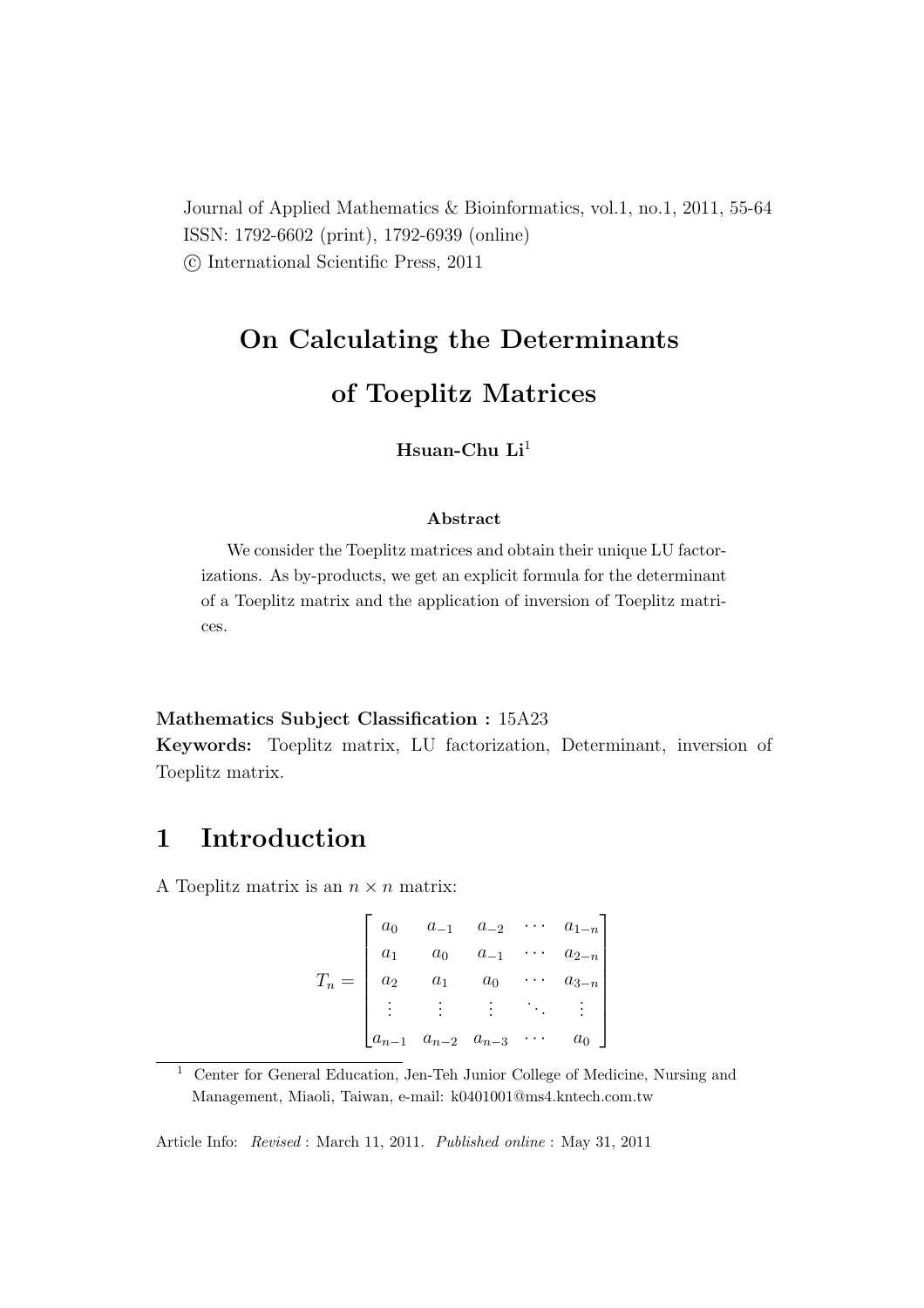Journal of Applied Mathematics & Bioinformatics, vol.1, no.1, 2011, 55-64
ISSN: 1792-6602 (print), 1792-6939 (online)
© International Scientific Press, 2011

# On Calculating the Determinants of Toeplitz Matrices

**Hsuan-Chu Li**[1]

### Abstract

We consider the Toeplitz matrices and obtain their unique LU factorizations. As by-products, we get an explicit formula for the determinant of a Toeplitz matrix and the application of inversion of Toeplitz matrices.

**Mathematics Subject Classification :** 15A23

**Keywords:** Toeplitz matrix, LU factorization, Determinant, inversion of Toeplitz matrix.

## 1 Introduction

A Toeplitz matrix is an $n \times n$ matrix:

$$T_n = \begin{bmatrix} a_0 & a_{-1} & a_{-2} & \cdots & a_{1-n} \\ a_1 & a_0 & a_{-1} & \cdots & a_{2-n} \\ a_2 & a_1 & a_0 & \cdots & a_{3-n} \\ \vdots & \vdots & \vdots & \ddots & \vdots \\ a_{n-1} & a_{n-2} & a_{n-3} & \cdots & a_0 \end{bmatrix}$$

[1] Center for General Education, Jen-Teh Junior College of Medicine, Nursing and Management, Miaoli, Taiwan, e-mail: k0401001@ms4.kntech.com.tw

Article Info: *Revised* : March 11, 2011. *Published online* : May 31, 2011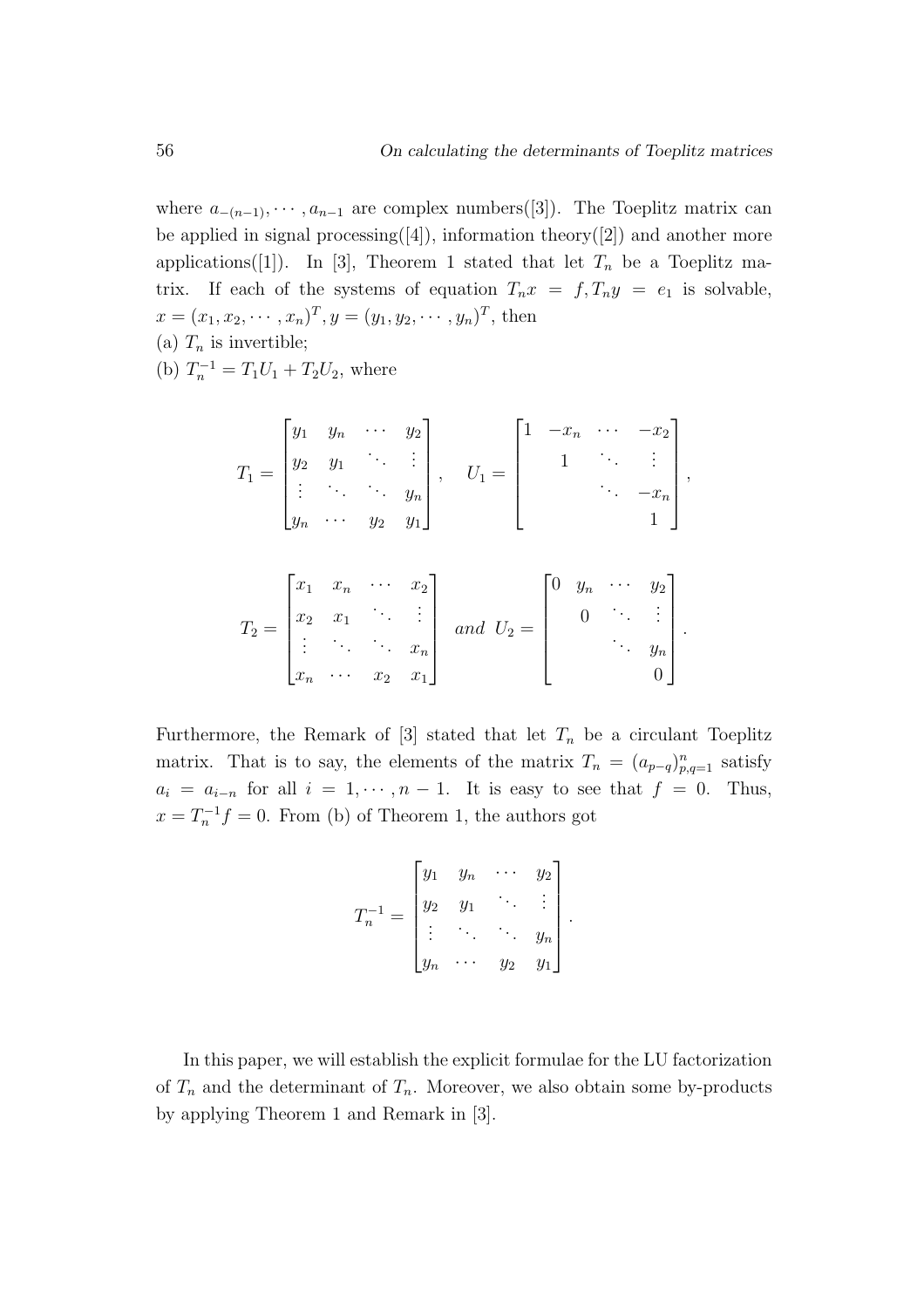where $a_{-(n-1)}, \cdots, a_{n-1}$ are complex numbers([3]). The Toeplitz matrix can be applied in signal processing([4]), information theory([2]) and another more applications([1]). In [3], Theorem 1 stated that let $T_n$ be a Toeplitz matrix. If each of the systems of equation $T_n x = f, T_n y = e_1$ is solvable, $x = (x_1, x_2, \cdots, x_n)^T, y = (y_1, y_2, \cdots, y_n)^T$, then

(a) $T_n$ is invertible;

(b) $T_n^{-1} = T_1 U_1 + T_2 U_2$, where

$$T_1 = \begin{bmatrix} y_1 & y_n & \cdots & y_2 \\ y_2 & y_1 & \ddots & \vdots \\ \vdots & \ddots & \ddots & y_n \\ y_n & \cdots & y_2 & y_1 \end{bmatrix}, \quad U_1 = \begin{bmatrix} 1 & -x_n & \cdots & -x_2 \\ & 1 & \ddots & \vdots \\ & & \ddots & -x_n \\ & & & 1 \end{bmatrix},$$

$$T_2 = \begin{bmatrix} x_1 & x_n & \cdots & x_2 \\ x_2 & x_1 & \ddots & \vdots \\ \vdots & \ddots & \ddots & x_n \\ x_n & \cdots & x_2 & x_1 \end{bmatrix} \quad and \ U_2 = \begin{bmatrix} 0 & y_n & \cdots & y_2 \\ & 0 & \ddots & \vdots \\ & & \ddots & y_n \\ & & & 0 \end{bmatrix}.$$

Furthermore, the Remark of [3] stated that let $T_n$ be a circulant Toeplitz matrix. That is to say, the elements of the matrix $T_n = (a_{p-q})_{p,q=1}^n$ satisfy $a_i = a_{i-n}$ for all $i = 1, \cdots, n-1$. It is easy to see that $f = 0$. Thus, $x = T_n^{-1} f = 0$. From (b) of Theorem 1, the authors got

$$T_n^{-1} = \begin{bmatrix} y_1 & y_n & \cdots & y_2 \\ y_2 & y_1 & \ddots & \vdots \\ \vdots & \ddots & \ddots & y_n \\ y_n & \cdots & y_2 & y_1 \end{bmatrix}.$$

In this paper, we will establish the explicit formulae for the LU factorization of $T_n$ and the determinant of $T_n$. Moreover, we also obtain some by-products by applying Theorem 1 and Remark in [3].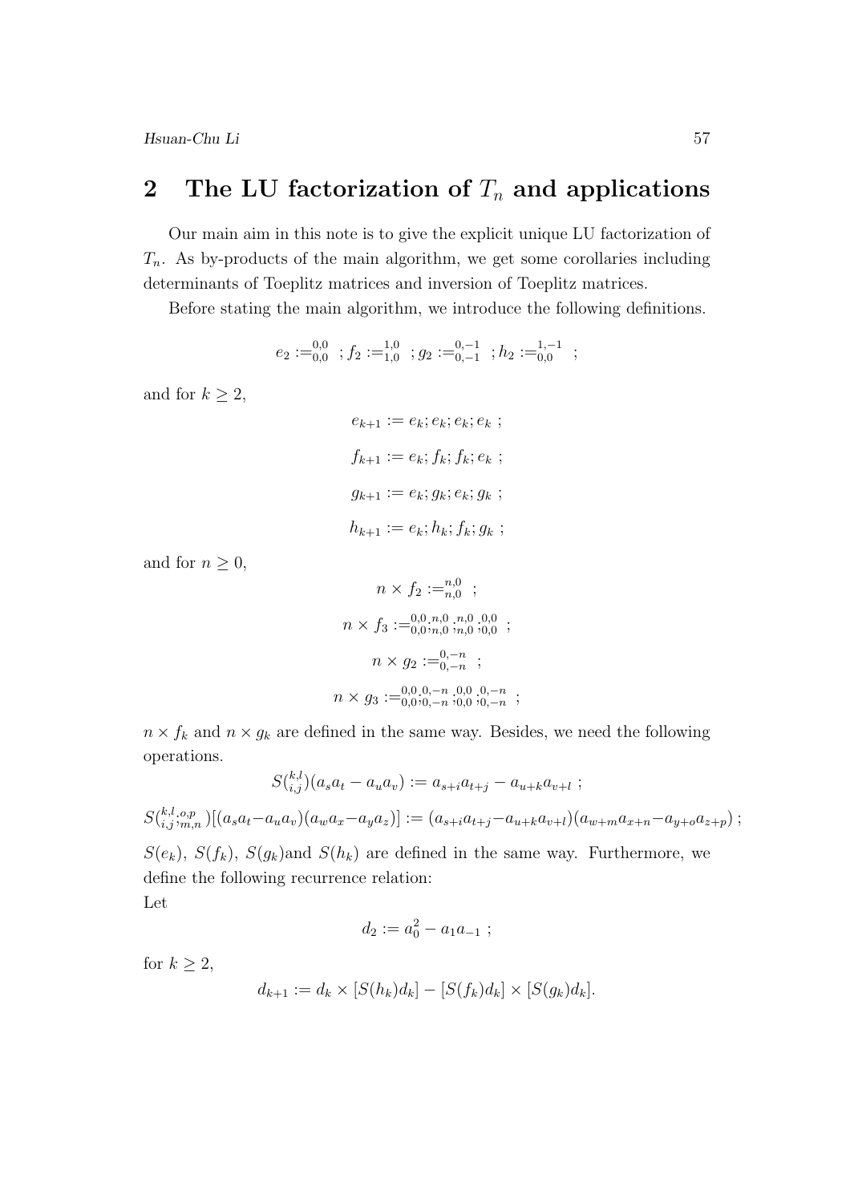## 2 The LU factorization of $T_n$ and applications

Our main aim in this note is to give the explicit unique LU factorization of $T_n$. As by-products of the main algorithm, we get some corollaries including determinants of Toeplitz matrices and inversion of Toeplitz matrices.

Before stating the main algorithm, we introduce the following definitions.

$$e_2 :=_{0,0}^{0,0} \ ; f_2 :=_{1,0}^{1,0} \ ; g_2 :=_{0,-1}^{0,-1} \ ; h_2 :=_{0,0}^{1,-1} \ ;$$

and for $k \geq 2$,

$$e_{k+1} := e_k; e_k; e_k; e_k \ ;$$

$$f_{k+1} := e_k; f_k; f_k; e_k \ ;$$

$$g_{k+1} := e_k; g_k; e_k; g_k \ ;$$

$$h_{k+1} := e_k; h_k; f_k; g_k \ ;$$

and for $n \geq 0$,

$$n \times f_2 :=_{n,0}^{n,0} \ ;$$

$$n \times f_3 :=_{0,0}^{0,0};_{n,0}^{n,0};_{n,0}^{n,0};_{0,0}^{0,0} \ ;$$

$$n \times g_2 :=_{0,-n}^{0,-n} \ ;$$

$$n \times g_3 :=_{0,0}^{0,0};_{0,-n}^{0,-n};_{0,0}^{0,0};_{0,-n}^{0,-n} \ ;$$

$n \times f_k$ and $n \times g_k$ are defined in the same way. Besides, we need the following operations.

$$S(_{i,j}^{k,l})(a_s a_t - a_u a_v) := a_{s+i} a_{t+j} - a_{u+k} a_{v+l} \ ;$$

$$S(_{i,j}^{k,l};_{m,n}^{o,p})[(a_s a_t - a_u a_v)(a_w a_x - a_y a_z)] := (a_{s+i} a_{t+j} - a_{u+k} a_{v+l})(a_{w+m} a_{x+n} - a_{y+o} a_{z+p}) \ ;$$

$S(e_k)$, $S(f_k)$, $S(g_k)$and $S(h_k)$ are defined in the same way. Furthermore, we define the following recurrence relation:
Let

$$d_2 := a_0^2 - a_1 a_{-1} \ ;$$

for $k \geq 2$,

$$d_{k+1} := d_k \times [S(h_k) d_k] - [S(f_k) d_k] \times [S(g_k) d_k].$$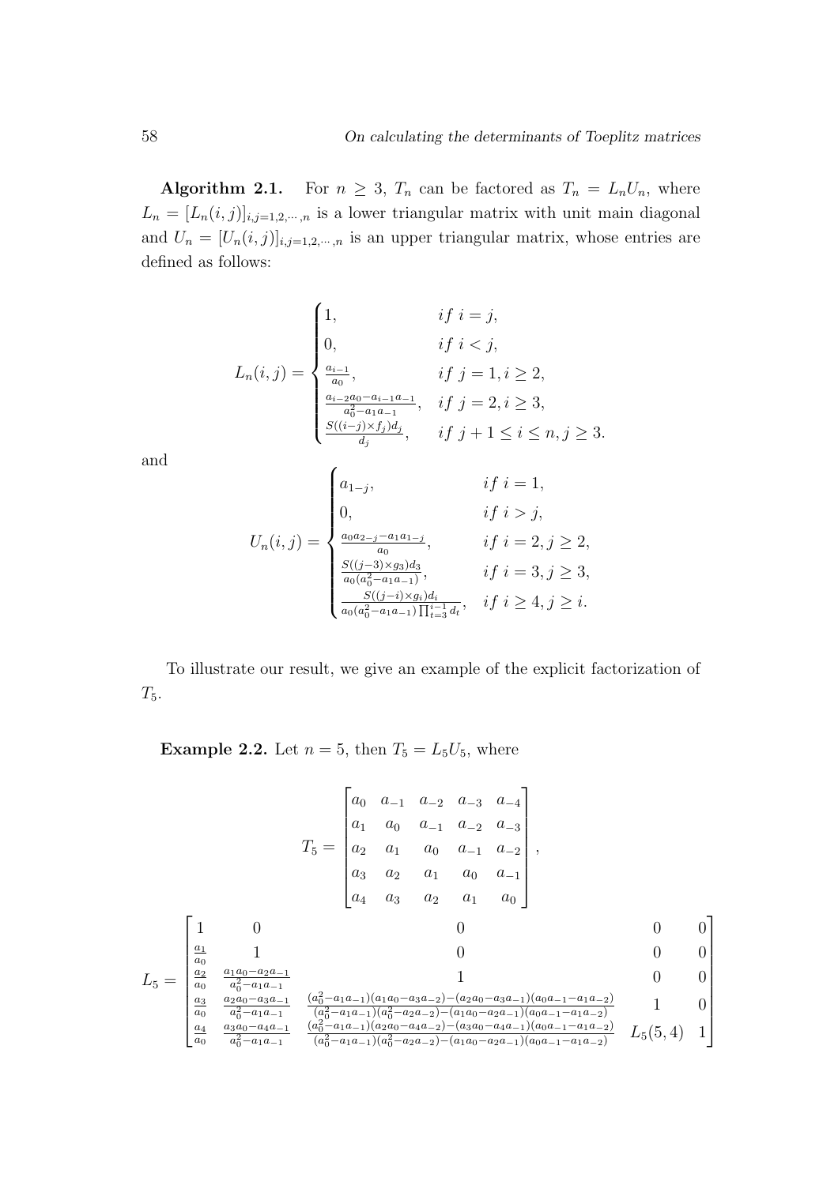**Algorithm 2.1.** For $n \geq 3$, $T_n$ can be factored as $T_n = L_n U_n$, where $L_n = [L_n(i,j)]_{i,j=1,2,\cdots,n}$ is a lower triangular matrix with unit main diagonal and $U_n = [U_n(i,j)]_{i,j=1,2,\cdots,n}$ is an upper triangular matrix, whose entries are defined as follows:

$$
L_n(i,j) = \begin{cases} 1, & if\ i = j, \\ 0, & if\ i < j, \\ \frac{a_{i-1}}{a_0}, & if\ j = 1, i \geq 2, \\ \frac{a_{i-2}a_0 - a_{i-1}a_{-1}}{a_0^2 - a_1 a_{-1}}, & if\ j = 2, i \geq 3, \\ \frac{S((i-j)\times f_j)d_j}{d_j}, & if\ j+1 \leq i \leq n, j \geq 3. \end{cases}
$$

and

$$
U_n(i,j) = \begin{cases} a_{1-j}, & if\ i = 1, \\ 0, & if\ i > j, \\ \frac{a_0 a_{2-j} - a_1 a_{1-j}}{a_0}, & if\ i = 2, j \geq 2, \\ \frac{S((j-3)\times g_3)d_3}{a_0(a_0^2 - a_1 a_{-1})}, & if\ i = 3, j \geq 3, \\ \frac{S((j-i)\times g_i)d_i}{a_0(a_0^2 - a_1 a_{-1})\prod_{t=3}^{i-1} d_t}, & if\ i \geq 4, j \geq i. \end{cases}
$$

To illustrate our result, we give an example of the explicit factorization of $T_5$.

**Example 2.2.** Let $n = 5$, then $T_5 = L_5 U_5$, where

$$
T_5 = \begin{bmatrix} a_0 & a_{-1} & a_{-2} & a_{-3} & a_{-4} \\ a_1 & a_0 & a_{-1} & a_{-2} & a_{-3} \\ a_2 & a_1 & a_0 & a_{-1} & a_{-2} \\ a_3 & a_2 & a_1 & a_0 & a_{-1} \\ a_4 & a_3 & a_2 & a_1 & a_0 \end{bmatrix},
$$

$$
L_5 = \begin{bmatrix} 1 & 0 & 0 & 0 & 0 \\ \frac{a_1}{a_0} & 1 & 0 & 0 & 0 \\ \frac{a_2}{a_0} & \frac{a_1 a_0 - a_2 a_{-1}}{a_0^2 - a_1 a_{-1}} & 1 & 0 & 0 \\ \frac{a_3}{a_0} & \frac{a_2 a_0 - a_3 a_{-1}}{a_0^2 - a_1 a_{-1}} & \frac{(a_0^2 - a_1 a_{-1})(a_1 a_0 - a_3 a_{-2}) - (a_2 a_0 - a_3 a_{-1})(a_0 a_{-1} - a_1 a_{-2})}{(a_0^2 - a_1 a_{-1})(a_0^2 - a_2 a_{-2}) - (a_1 a_0 - a_2 a_{-1})(a_0 a_{-1} - a_1 a_{-2})} & 1 & 0 \\ \frac{a_4}{a_0} & \frac{a_3 a_0 - a_4 a_{-1}}{a_0^2 - a_1 a_{-1}} & \frac{(a_0^2 - a_1 a_{-1})(a_2 a_0 - a_4 a_{-2}) - (a_3 a_0 - a_4 a_{-1})(a_0 a_{-1} - a_1 a_{-2})}{(a_0^2 - a_1 a_{-1})(a_0^2 - a_2 a_{-2}) - (a_1 a_0 - a_2 a_{-1})(a_0 a_{-1} - a_1 a_{-2})} & L_5(5,4) & 1 \end{bmatrix}
$$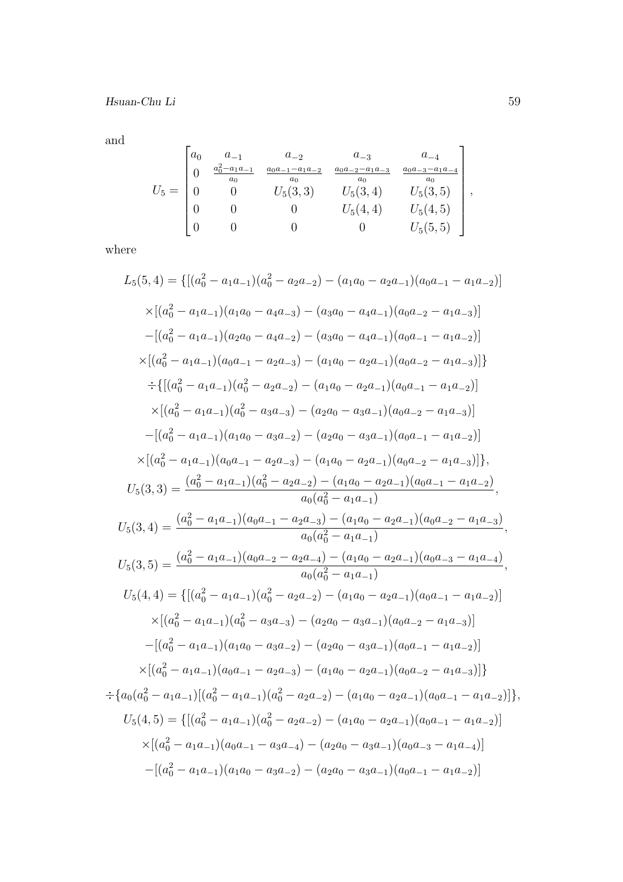and

$$
U_5 = \begin{bmatrix} a_0 & a_{-1} & a_{-2} & a_{-3} & a_{-4} \\ 0 & \frac{a_0^2 - a_1 a_{-1}}{a_0} & \frac{a_0 a_{-1} - a_1 a_{-2}}{a_0} & \frac{a_0 a_{-2} - a_1 a_{-3}}{a_0} & \frac{a_0 a_{-3} - a_1 a_{-4}}{a_0} \\ 0 & 0 & U_5(3,3) & U_5(3,4) & U_5(3,5) \\ 0 & 0 & 0 & U_5(4,4) & U_5(4,5) \\ 0 & 0 & 0 & 0 & U_5(5,5) \end{bmatrix},
$$

where

$$
\begin{aligned}
L_5(5,4) = \{ & [(a_0^2 - a_1 a_{-1})(a_0^2 - a_2 a_{-2}) - (a_1 a_0 - a_2 a_{-1})(a_0 a_{-1} - a_1 a_{-2})] \\
& \times [(a_0^2 - a_1 a_{-1})(a_1 a_0 - a_4 a_{-3}) - (a_3 a_0 - a_4 a_{-1})(a_0 a_{-2} - a_1 a_{-3})] \\
& - [(a_0^2 - a_1 a_{-1})(a_2 a_0 - a_4 a_{-2}) - (a_3 a_0 - a_4 a_{-1})(a_0 a_{-1} - a_1 a_{-2})] \\
& \times [(a_0^2 - a_1 a_{-1})(a_0 a_{-1} - a_2 a_{-3}) - (a_1 a_0 - a_2 a_{-1})(a_0 a_{-2} - a_1 a_{-3})] \} \\
\div \{ & [(a_0^2 - a_1 a_{-1})(a_0^2 - a_2 a_{-2}) - (a_1 a_0 - a_2 a_{-1})(a_0 a_{-1} - a_1 a_{-2})] \\
& \times [(a_0^2 - a_1 a_{-1})(a_0^2 - a_3 a_{-3}) - (a_2 a_0 - a_3 a_{-1})(a_0 a_{-2} - a_1 a_{-3})] \\
& - [(a_0^2 - a_1 a_{-1})(a_1 a_0 - a_3 a_{-2}) - (a_2 a_0 - a_3 a_{-1})(a_0 a_{-1} - a_1 a_{-2})] \\
& \times [(a_0^2 - a_1 a_{-1})(a_0 a_{-1} - a_2 a_{-3}) - (a_1 a_0 - a_2 a_{-1})(a_0 a_{-2} - a_1 a_{-3})] \},
\end{aligned}
$$

$$
U_5(3,3) = \frac{(a_0^2 - a_1 a_{-1})(a_0^2 - a_2 a_{-2}) - (a_1 a_0 - a_2 a_{-1})(a_0 a_{-1} - a_1 a_{-2})}{a_0(a_0^2 - a_1 a_{-1})},
$$

$$
U_5(3,4) = \frac{(a_0^2 - a_1 a_{-1})(a_0 a_{-1} - a_2 a_{-3}) - (a_1 a_0 - a_2 a_{-1})(a_0 a_{-2} - a_1 a_{-3})}{a_0(a_0^2 - a_1 a_{-1})},
$$

$$
U_5(3,5) = \frac{(a_0^2 - a_1 a_{-1})(a_0 a_{-2} - a_2 a_{-4}) - (a_1 a_0 - a_2 a_{-1})(a_0 a_{-3} - a_1 a_{-4})}{a_0(a_0^2 - a_1 a_{-1})},
$$

$$
\begin{aligned}
U_5(4,4) = \{ & [(a_0^2 - a_1 a_{-1})(a_0^2 - a_2 a_{-2}) - (a_1 a_0 - a_2 a_{-1})(a_0 a_{-1} - a_1 a_{-2})] \\
& \times [(a_0^2 - a_1 a_{-1})(a_0^2 - a_3 a_{-3}) - (a_2 a_0 - a_3 a_{-1})(a_0 a_{-2} - a_1 a_{-3})] \\
& - [(a_0^2 - a_1 a_{-1})(a_1 a_0 - a_3 a_{-2}) - (a_2 a_0 - a_3 a_{-1})(a_0 a_{-1} - a_1 a_{-2})] \\
& \times [(a_0^2 - a_1 a_{-1})(a_0 a_{-1} - a_2 a_{-3}) - (a_1 a_0 - a_2 a_{-1})(a_0 a_{-2} - a_1 a_{-3})] \} \\
\div \{ & a_0(a_0^2 - a_1 a_{-1})[(a_0^2 - a_1 a_{-1})(a_0^2 - a_2 a_{-2}) - (a_1 a_0 - a_2 a_{-1})(a_0 a_{-1} - a_1 a_{-2})] \},
\end{aligned}
$$

$$
\begin{aligned}
U_5(4,5) = \{ & [(a_0^2 - a_1 a_{-1})(a_0^2 - a_2 a_{-2}) - (a_1 a_0 - a_2 a_{-1})(a_0 a_{-1} - a_1 a_{-2})] \\
& \times [(a_0^2 - a_1 a_{-1})(a_0 a_{-1} - a_3 a_{-4}) - (a_2 a_0 - a_3 a_{-1})(a_0 a_{-3} - a_1 a_{-4})] \\
& - [(a_0^2 - a_1 a_{-1})(a_1 a_0 - a_3 a_{-2}) - (a_2 a_0 - a_3 a_{-1})(a_0 a_{-1} - a_1 a_{-2})]
\end{aligned}
$$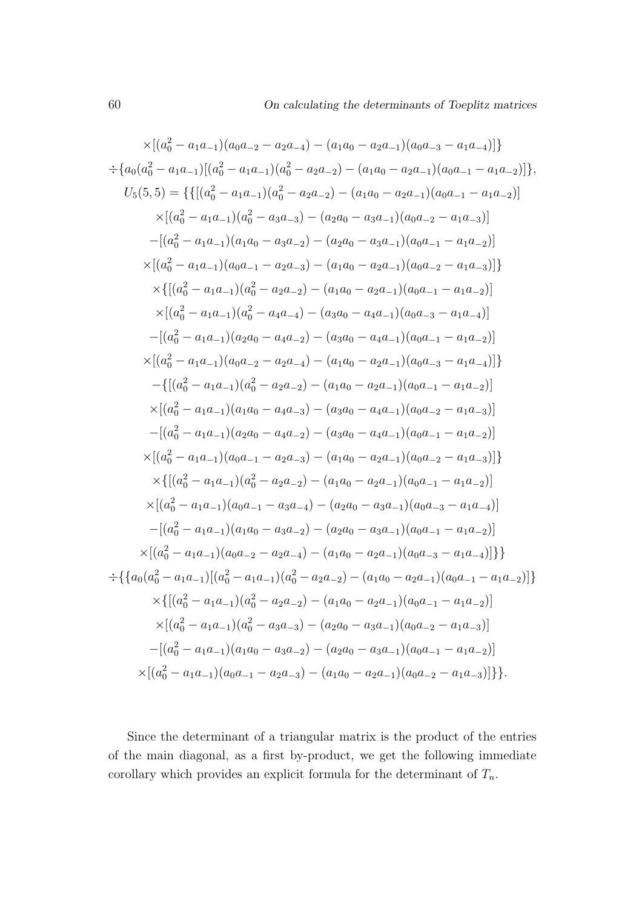$$
\begin{aligned}
&\times[(a_0^2-a_1a_{-1})(a_0a_{-2}-a_2a_{-4})-(a_1a_0-a_2a_{-1})(a_0a_{-3}-a_1a_{-4})]\}\\
&\div\{a_0(a_0^2-a_1a_{-1})[(a_0^2-a_1a_{-1})(a_0^2-a_2a_{-2})-(a_1a_0-a_2a_{-1})(a_0a_{-1}-a_1a_{-2})]\},\\
&U_5(5,5)=\{\{[(a_0^2-a_1a_{-1})(a_0^2-a_2a_{-2})-(a_1a_0-a_2a_{-1})(a_0a_{-1}-a_1a_{-2})]\\
&\times[(a_0^2-a_1a_{-1})(a_0^2-a_3a_{-3})-(a_2a_0-a_3a_{-1})(a_0a_{-2}-a_1a_{-3})]\\
&-[(a_0^2-a_1a_{-1})(a_1a_0-a_3a_{-2})-(a_2a_0-a_3a_{-1})(a_0a_{-1}-a_1a_{-2})]\\
&\times[(a_0^2-a_1a_{-1})(a_0a_{-1}-a_2a_{-3})-(a_1a_0-a_2a_{-1})(a_0a_{-2}-a_1a_{-3})]\}\\
&\times\{[(a_0^2-a_1a_{-1})(a_0^2-a_2a_{-2})-(a_1a_0-a_2a_{-1})(a_0a_{-1}-a_1a_{-2})]\\
&\times[(a_0^2-a_1a_{-1})(a_0^2-a_4a_{-4})-(a_3a_0-a_4a_{-1})(a_0a_{-3}-a_1a_{-4})]\\
&-[(a_0^2-a_1a_{-1})(a_2a_0-a_4a_{-2})-(a_3a_0-a_4a_{-1})(a_0a_{-1}-a_1a_{-2})]\\
&\times[(a_0^2-a_1a_{-1})(a_0a_{-2}-a_2a_{-4})-(a_1a_0-a_2a_{-1})(a_0a_{-3}-a_1a_{-4})]\}\\
&-\{[(a_0^2-a_1a_{-1})(a_0^2-a_2a_{-2})-(a_1a_0-a_2a_{-1})(a_0a_{-1}-a_1a_{-2})]\\
&\times[(a_0^2-a_1a_{-1})(a_1a_0-a_4a_{-3})-(a_3a_0-a_4a_{-1})(a_0a_{-2}-a_1a_{-3})]\\
&-[(a_0^2-a_1a_{-1})(a_2a_0-a_4a_{-2})-(a_3a_0-a_4a_{-1})(a_0a_{-1}-a_1a_{-2})]\\
&\times[(a_0^2-a_1a_{-1})(a_0a_{-1}-a_2a_{-3})-(a_1a_0-a_2a_{-1})(a_0a_{-2}-a_1a_{-3})]\}\\
&\times\{[(a_0^2-a_1a_{-1})(a_0^2-a_2a_{-2})-(a_1a_0-a_2a_{-1})(a_0a_{-1}-a_1a_{-2})]\\
&\times[(a_0^2-a_1a_{-1})(a_0a_{-1}-a_3a_{-4})-(a_2a_0-a_3a_{-1})(a_0a_{-3}-a_1a_{-4})]\\
&-[(a_0^2-a_1a_{-1})(a_1a_0-a_3a_{-2})-(a_2a_0-a_3a_{-1})(a_0a_{-1}-a_1a_{-2})]\\
&\times[(a_0^2-a_1a_{-1})(a_0a_{-2}-a_2a_{-4})-(a_1a_0-a_2a_{-1})(a_0a_{-3}-a_1a_{-4})]\}\}\\
&\div\{\{a_0(a_0^2-a_1a_{-1})[(a_0^2-a_1a_{-1})(a_0^2-a_2a_{-2})-(a_1a_0-a_2a_{-1})(a_0a_{-1}-a_1a_{-2})]\}\\
&\times\{[(a_0^2-a_1a_{-1})(a_0^2-a_2a_{-2})-(a_1a_0-a_2a_{-1})(a_0a_{-1}-a_1a_{-2})]\\
&\times[(a_0^2-a_1a_{-1})(a_0^2-a_3a_{-3})-(a_2a_0-a_3a_{-1})(a_0a_{-2}-a_1a_{-3})]\\
&-[(a_0^2-a_1a_{-1})(a_1a_0-a_3a_{-2})-(a_2a_0-a_3a_{-1})(a_0a_{-1}-a_1a_{-2})]\\
&\times[(a_0^2-a_1a_{-1})(a_0a_{-1}-a_2a_{-3})-(a_1a_0-a_2a_{-1})(a_0a_{-2}-a_1a_{-3})]\}\}.
\end{aligned}
$$

Since the determinant of a triangular matrix is the product of the entries of the main diagonal, as a first by-product, we get the following immediate corollary which provides an explicit formula for the determinant of $T_n$.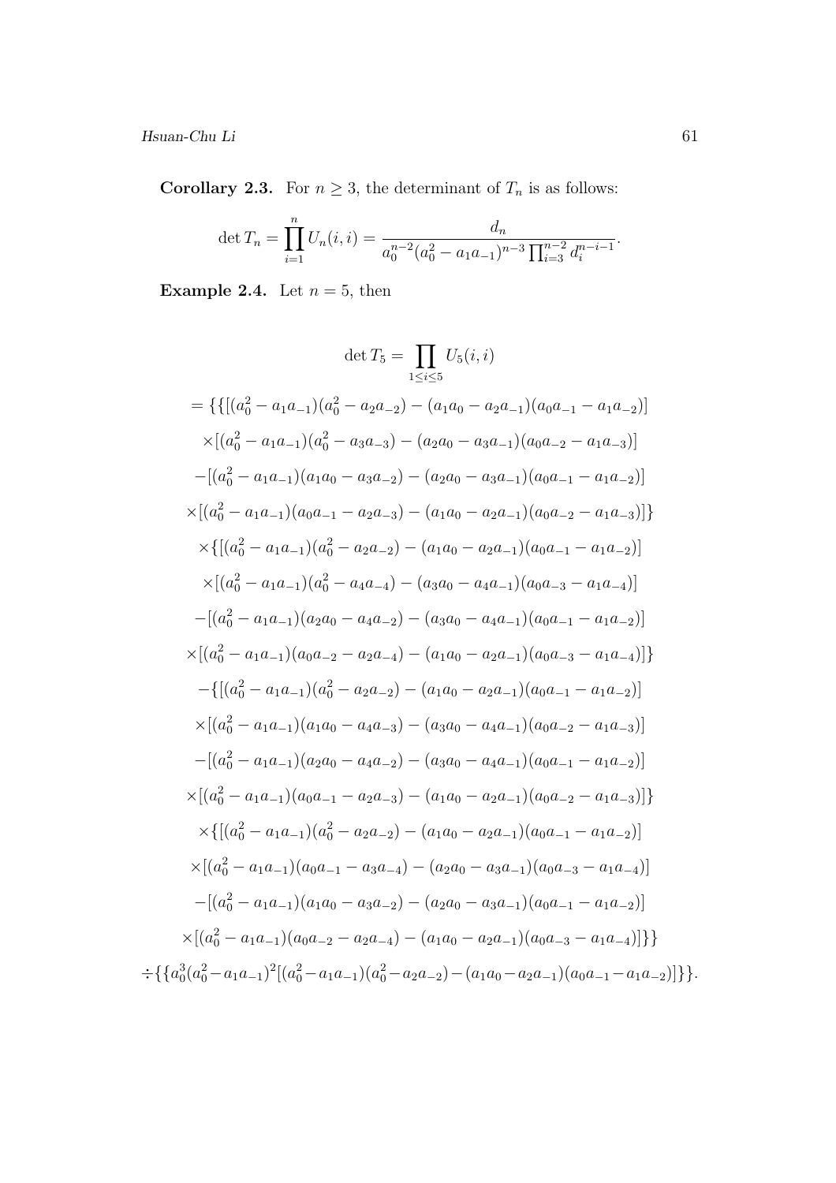**Corollary 2.3.** For $n \geq 3$, the determinant of $T_n$ is as follows:

$$\det T_n = \prod_{i=1}^{n} U_n(i,i) = \frac{d_n}{a_0^{n-2}(a_0^2 - a_1 a_{-1})^{n-3}\prod_{i=3}^{n-2} d_i^{n-i-1}}.$$

**Example 2.4.** Let $n = 5$, then

$$\begin{aligned}
\det T_5 &= \prod_{1\leq i\leq 5} U_5(i,i) \\
&= \{\{[(a_0^2 - a_1a_{-1})(a_0^2 - a_2a_{-2}) - (a_1a_0 - a_2a_{-1})(a_0a_{-1} - a_1a_{-2})] \\
&\quad \times[(a_0^2 - a_1a_{-1})(a_0^2 - a_3a_{-3}) - (a_2a_0 - a_3a_{-1})(a_0a_{-2} - a_1a_{-3})] \\
&\quad -[(a_0^2 - a_1a_{-1})(a_1a_0 - a_3a_{-2}) - (a_2a_0 - a_3a_{-1})(a_0a_{-1} - a_1a_{-2})] \\
&\quad \times[(a_0^2 - a_1a_{-1})(a_0a_{-1} - a_2a_{-3}) - (a_1a_0 - a_2a_{-1})(a_0a_{-2} - a_1a_{-3})]\} \\
&\quad \times\{[(a_0^2 - a_1a_{-1})(a_0^2 - a_2a_{-2}) - (a_1a_0 - a_2a_{-1})(a_0a_{-1} - a_1a_{-2})] \\
&\quad \times[(a_0^2 - a_1a_{-1})(a_0^2 - a_4a_{-4}) - (a_3a_0 - a_4a_{-1})(a_0a_{-3} - a_1a_{-4})] \\
&\quad -[(a_0^2 - a_1a_{-1})(a_2a_0 - a_4a_{-2}) - (a_3a_0 - a_4a_{-1})(a_0a_{-1} - a_1a_{-2})] \\
&\quad \times[(a_0^2 - a_1a_{-1})(a_0a_{-2} - a_2a_{-4}) - (a_1a_0 - a_2a_{-1})(a_0a_{-3} - a_1a_{-4})]\} \\
&\quad -\{[(a_0^2 - a_1a_{-1})(a_0^2 - a_2a_{-2}) - (a_1a_0 - a_2a_{-1})(a_0a_{-1} - a_1a_{-2})] \\
&\quad \times[(a_0^2 - a_1a_{-1})(a_1a_0 - a_4a_{-3}) - (a_3a_0 - a_4a_{-1})(a_0a_{-2} - a_1a_{-3})] \\
&\quad -[(a_0^2 - a_1a_{-1})(a_2a_0 - a_4a_{-2}) - (a_3a_0 - a_4a_{-1})(a_0a_{-1} - a_1a_{-2})] \\
&\quad \times[(a_0^2 - a_1a_{-1})(a_0a_{-1} - a_2a_{-3}) - (a_1a_0 - a_2a_{-1})(a_0a_{-2} - a_1a_{-3})]\} \\
&\quad \times\{[(a_0^2 - a_1a_{-1})(a_0^2 - a_2a_{-2}) - (a_1a_0 - a_2a_{-1})(a_0a_{-1} - a_1a_{-2})] \\
&\quad \times[(a_0^2 - a_1a_{-1})(a_0a_{-1} - a_3a_{-4}) - (a_2a_0 - a_3a_{-1})(a_0a_{-3} - a_1a_{-4})] \\
&\quad -[(a_0^2 - a_1a_{-1})(a_1a_0 - a_3a_{-2}) - (a_2a_0 - a_3a_{-1})(a_0a_{-1} - a_1a_{-2})] \\
&\quad \times[(a_0^2 - a_1a_{-1})(a_0a_{-2} - a_2a_{-4}) - (a_1a_0 - a_2a_{-1})(a_0a_{-3} - a_1a_{-4})]\}\} \\
&\div\{\{a_0^3(a_0^2 - a_1a_{-1})^2[(a_0^2 - a_1a_{-1})(a_0^2 - a_2a_{-2}) - (a_1a_0 - a_2a_{-1})(a_0a_{-1} - a_1a_{-2})]\}\}.
\end{aligned}$$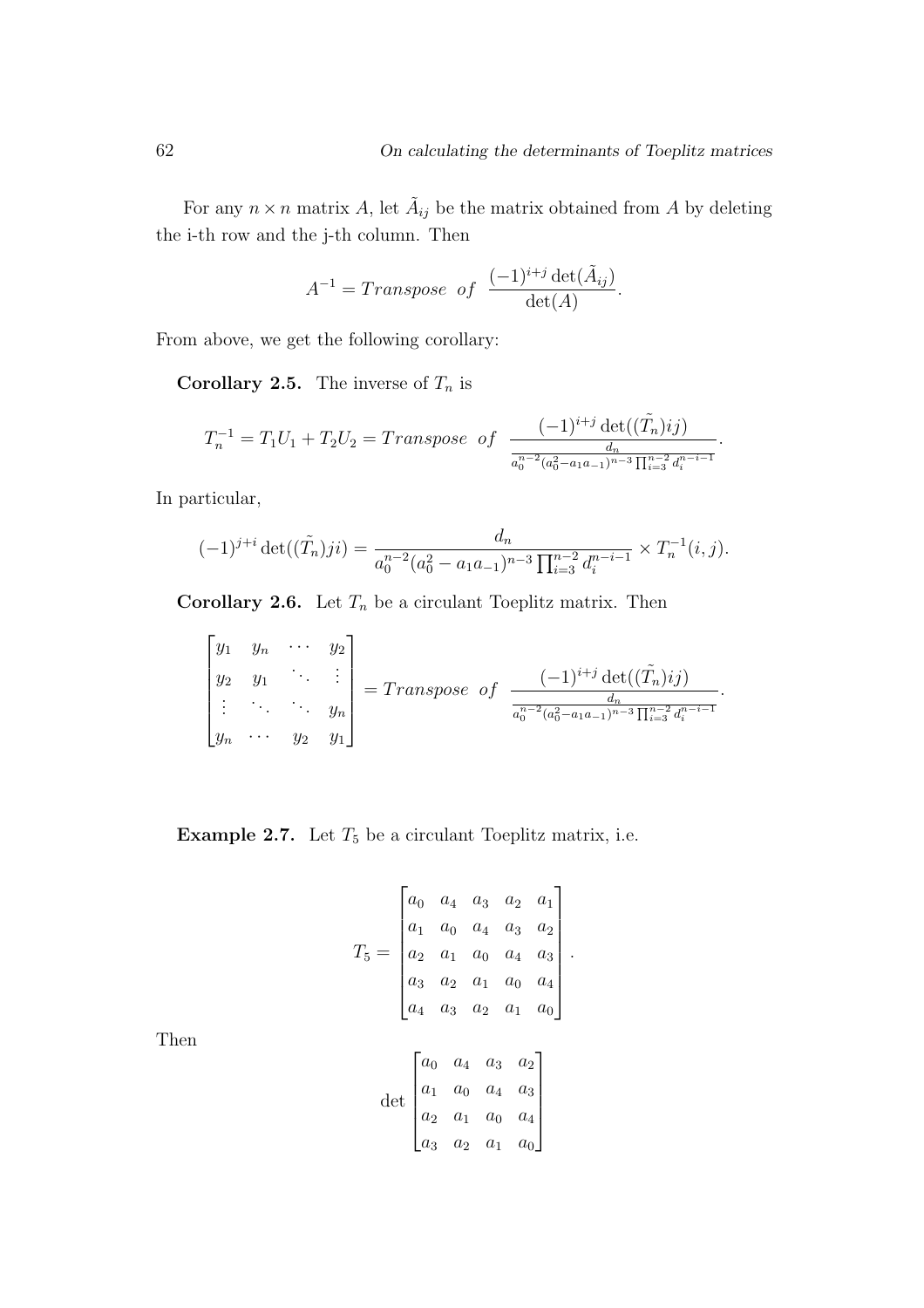For any $n \times n$ matrix $A$, let $\tilde{A}_{ij}$ be the matrix obtained from $A$ by deleting the i-th row and the j-th column. Then

$$A^{-1} = Transpose\ \ of\ \ \frac{(-1)^{i+j}\det(\tilde{A}_{ij})}{\det(A)}.$$

From above, we get the following corollary:

**Corollary 2.5.** The inverse of $T_n$ is

$$T_n^{-1} = T_1U_1 + T_2U_2 = Transpose\ \ of\ \ \frac{(-1)^{i+j}\det((\tilde{T_n})ij)}{\frac{d_n}{a_0^{n-2}(a_0^2 - a_1a_{-1})^{n-3}\prod_{i=3}^{n-2} d_i^{n-i-1}}}.$$

In particular,

$$(-1)^{j+i}\det((\tilde{T_n})ji) = \frac{d_n}{a_0^{n-2}(a_0^2 - a_1a_{-1})^{n-3}\prod_{i=3}^{n-2} d_i^{n-i-1}} \times T_n^{-1}(i,j).$$

**Corollary 2.6.** Let $T_n$ be a circulant Toeplitz matrix. Then

$$\begin{bmatrix} y_1 & y_n & \cdots & y_2 \\ y_2 & y_1 & \ddots & \vdots \\ \vdots & \ddots & \ddots & y_n \\ y_n & \cdots & y_2 & y_1 \end{bmatrix} = Transpose\ \ of\ \ \frac{(-1)^{i+j}\det((\tilde{T_n})ij)}{\frac{d_n}{a_0^{n-2}(a_0^2 - a_1a_{-1})^{n-3}\prod_{i=3}^{n-2} d_i^{n-i-1}}}.$$

**Example 2.7.** Let $T_5$ be a circulant Toeplitz matrix, i.e.

$$T_5 = \begin{bmatrix} a_0 & a_4 & a_3 & a_2 & a_1 \\ a_1 & a_0 & a_4 & a_3 & a_2 \\ a_2 & a_1 & a_0 & a_4 & a_3 \\ a_3 & a_2 & a_1 & a_0 & a_4 \\ a_4 & a_3 & a_2 & a_1 & a_0 \end{bmatrix}.$$

Then

$$\det \begin{bmatrix} a_0 & a_4 & a_3 & a_2 \\ a_1 & a_0 & a_4 & a_3 \\ a_2 & a_1 & a_0 & a_4 \\ a_3 & a_2 & a_1 & a_0 \end{bmatrix}$$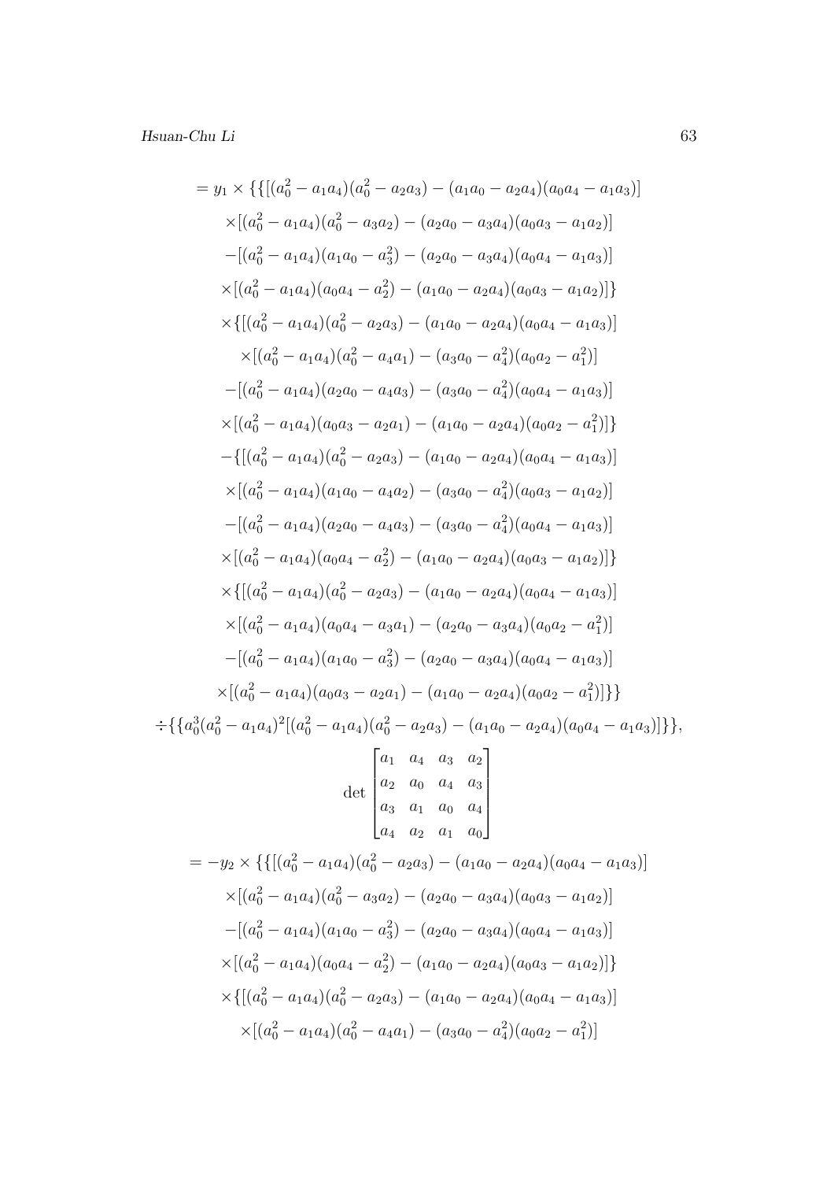$$
\begin{aligned}
&= y_1 \times \{\{[(a_0^2 - a_1a_4)(a_0^2 - a_2a_3) - (a_1a_0 - a_2a_4)(a_0a_4 - a_1a_3)] \\
&\quad \times [(a_0^2 - a_1a_4)(a_0^2 - a_3a_2) - (a_2a_0 - a_3a_4)(a_0a_3 - a_1a_2)] \\
&\quad -[(a_0^2 - a_1a_4)(a_1a_0 - a_3^2) - (a_2a_0 - a_3a_4)(a_0a_4 - a_1a_3)] \\
&\quad \times [(a_0^2 - a_1a_4)(a_0a_4 - a_2^2) - (a_1a_0 - a_2a_4)(a_0a_3 - a_1a_2)]\} \\
&\quad \times \{[(a_0^2 - a_1a_4)(a_0^2 - a_2a_3) - (a_1a_0 - a_2a_4)(a_0a_4 - a_1a_3)] \\
&\quad \times [(a_0^2 - a_1a_4)(a_0^2 - a_4a_1) - (a_3a_0 - a_4^2)(a_0a_2 - a_1^2)] \\
&\quad -[(a_0^2 - a_1a_4)(a_2a_0 - a_4a_3) - (a_3a_0 - a_4^2)(a_0a_4 - a_1a_3)] \\
&\quad \times [(a_0^2 - a_1a_4)(a_0a_3 - a_2a_1) - (a_1a_0 - a_2a_4)(a_0a_2 - a_1^2)]\} \\
&\quad -\{[(a_0^2 - a_1a_4)(a_0^2 - a_2a_3) - (a_1a_0 - a_2a_4)(a_0a_4 - a_1a_3)] \\
&\quad \times [(a_0^2 - a_1a_4)(a_1a_0 - a_4a_2) - (a_3a_0 - a_4^2)(a_0a_3 - a_1a_2)] \\
&\quad -[(a_0^2 - a_1a_4)(a_2a_0 - a_4a_3) - (a_3a_0 - a_4^2)(a_0a_4 - a_1a_3)] \\
&\quad \times [(a_0^2 - a_1a_4)(a_0a_4 - a_2^2) - (a_1a_0 - a_2a_4)(a_0a_3 - a_1a_2)]\} \\
&\quad \times \{[(a_0^2 - a_1a_4)(a_0^2 - a_2a_3) - (a_1a_0 - a_2a_4)(a_0a_4 - a_1a_3)] \\
&\quad \times [(a_0^2 - a_1a_4)(a_0a_4 - a_3a_1) - (a_2a_0 - a_3a_4)(a_0a_2 - a_1^2)] \\
&\quad -[(a_0^2 - a_1a_4)(a_1a_0 - a_3^2) - (a_2a_0 - a_3a_4)(a_0a_4 - a_1a_3)] \\
&\quad \times [(a_0^2 - a_1a_4)(a_0a_3 - a_2a_1) - (a_1a_0 - a_2a_4)(a_0a_2 - a_1^2)]\}\} \\
&\div \{\{a_0^3(a_0^2 - a_1a_4)^2[(a_0^2 - a_1a_4)(a_0^2 - a_2a_3) - (a_1a_0 - a_2a_4)(a_0a_4 - a_1a_3)]\}\},
\end{aligned}
$$

$$
\det \begin{bmatrix} a_1 & a_4 & a_3 & a_2 \\ a_2 & a_0 & a_4 & a_3 \\ a_3 & a_1 & a_0 & a_4 \\ a_4 & a_2 & a_1 & a_0 \end{bmatrix}
$$

$$
\begin{aligned}
&= -y_2 \times \{\{[(a_0^2 - a_1a_4)(a_0^2 - a_2a_3) - (a_1a_0 - a_2a_4)(a_0a_4 - a_1a_3)] \\
&\quad \times [(a_0^2 - a_1a_4)(a_0^2 - a_3a_2) - (a_2a_0 - a_3a_4)(a_0a_3 - a_1a_2)] \\
&\quad -[(a_0^2 - a_1a_4)(a_1a_0 - a_3^2) - (a_2a_0 - a_3a_4)(a_0a_4 - a_1a_3)] \\
&\quad \times [(a_0^2 - a_1a_4)(a_0a_4 - a_2^2) - (a_1a_0 - a_2a_4)(a_0a_3 - a_1a_2)]\} \\
&\quad \times \{[(a_0^2 - a_1a_4)(a_0^2 - a_2a_3) - (a_1a_0 - a_2a_4)(a_0a_4 - a_1a_3)] \\
&\quad \times [(a_0^2 - a_1a_4)(a_0^2 - a_4a_1) - (a_3a_0 - a_4^2)(a_0a_2 - a_1^2)]
\end{aligned}
$$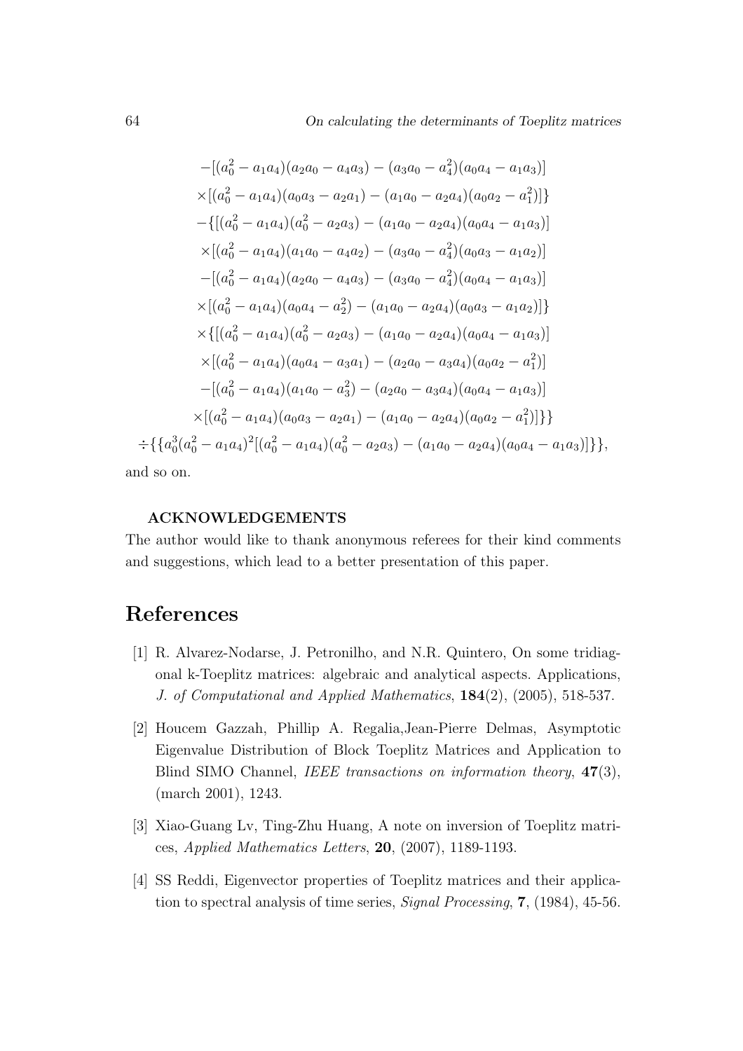$$
\begin{aligned}
&-[(a_0^2-a_1a_4)(a_2a_0-a_4a_3)-(a_3a_0-a_4^2)(a_0a_4-a_1a_3)]\\
&\times[(a_0^2-a_1a_4)(a_0a_3-a_2a_1)-(a_1a_0-a_2a_4)(a_0a_2-a_1^2)]\}\\
&-\{[(a_0^2-a_1a_4)(a_0^2-a_2a_3)-(a_1a_0-a_2a_4)(a_0a_4-a_1a_3)]\\
&\times[(a_0^2-a_1a_4)(a_1a_0-a_4a_2)-(a_3a_0-a_4^2)(a_0a_3-a_1a_2)]\\
&-[(a_0^2-a_1a_4)(a_2a_0-a_4a_3)-(a_3a_0-a_4^2)(a_0a_4-a_1a_3)]\\
&\times[(a_0^2-a_1a_4)(a_0a_4-a_2^2)-(a_1a_0-a_2a_4)(a_0a_3-a_1a_2)]\}\\
&\times\{[(a_0^2-a_1a_4)(a_0^2-a_2a_3)-(a_1a_0-a_2a_4)(a_0a_4-a_1a_3)]\\
&\times[(a_0^2-a_1a_4)(a_0a_4-a_3a_1)-(a_2a_0-a_3a_4)(a_0a_2-a_1^2)]\\
&-[(a_0^2-a_1a_4)(a_1a_0-a_3^2)-(a_2a_0-a_3a_4)(a_0a_4-a_1a_3)]\\
&\times[(a_0^2-a_1a_4)(a_0a_3-a_2a_1)-(a_1a_0-a_2a_4)(a_0a_2-a_1^2)]\}\}\\
&\div\{\{a_0^3(a_0^2-a_1a_4)^2[(a_0^2-a_1a_4)(a_0^2-a_2a_3)-(a_1a_0-a_2a_4)(a_0a_4-a_1a_3)]\}\},
\end{aligned}
$$

and so on.

**ACKNOWLEDGEMENTS**

The author would like to thank anonymous referees for their kind comments and suggestions, which lead to a better presentation of this paper.

# References

[1] R. Alvarez-Nodarse, J. Petronilho, and N.R. Quintero, On some tridiagonal k-Toeplitz matrices: algebraic and analytical aspects. Applications, *J. of Computational and Applied Mathematics*, **184**(2), (2005), 518-537.

[2] Houcem Gazzah, Phillip A. Regalia,Jean-Pierre Delmas, Asymptotic Eigenvalue Distribution of Block Toeplitz Matrices and Application to Blind SIMO Channel, *IEEE transactions on information theory*, **47**(3), (march 2001), 1243.

[3] Xiao-Guang Lv, Ting-Zhu Huang, A note on inversion of Toeplitz matrices, *Applied Mathematics Letters*, **20**, (2007), 1189-1193.

[4] SS Reddi, Eigenvector properties of Toeplitz matrices and their application to spectral analysis of time series, *Signal Processing*, **7**, (1984), 45-56.